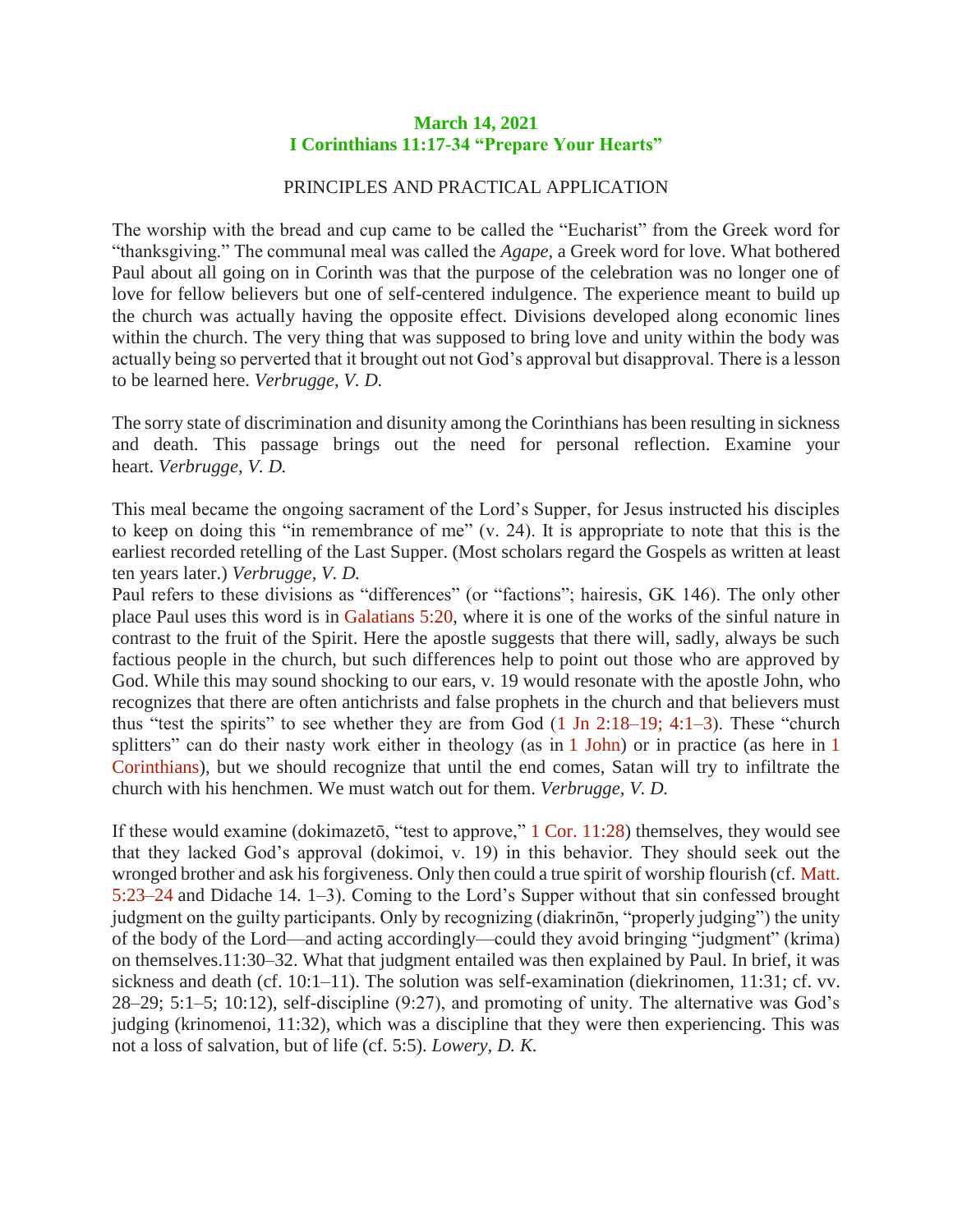**March 14, 2021**
**I Corinthians 11:17-34 "Prepare Your Hearts"**

PRINCIPLES AND PRACTICAL APPLICATION

The worship with the bread and cup came to be called the "Eucharist" from the Greek word for "thanksgiving." The communal meal was called the *Agape,* a Greek word for love. What bothered Paul about all going on in Corinth was that the purpose of the celebration was no longer one of love for fellow believers but one of self-centered indulgence. The experience meant to build up the church was actually having the opposite effect. Divisions developed along economic lines within the church. The very thing that was supposed to bring love and unity within the body was actually being so perverted that it brought out not God's approval but disapproval. There is a lesson to be learned here. *Verbrugge, V. D.*

The sorry state of discrimination and disunity among the Corinthians has been resulting in sickness and death. This passage brings out the need for personal reflection. Examine your heart. *Verbrugge, V. D.*

This meal became the ongoing sacrament of the Lord's Supper, for Jesus instructed his disciples to keep on doing this "in remembrance of me" (v. 24). It is appropriate to note that this is the earliest recorded retelling of the Last Supper. (Most scholars regard the Gospels as written at least ten years later.) *Verbrugge, V. D.*

Paul refers to these divisions as "differences" (or "factions"; hairesis, GK 146). The only other place Paul uses this word is in Galatians 5:20, where it is one of the works of the sinful nature in contrast to the fruit of the Spirit. Here the apostle suggests that there will, sadly, always be such factious people in the church, but such differences help to point out those who are approved by God. While this may sound shocking to our ears, v. 19 would resonate with the apostle John, who recognizes that there are often antichrists and false prophets in the church and that believers must thus "test the spirits" to see whether they are from God (1 Jn 2:18–19; 4:1–3). These "church splitters" can do their nasty work either in theology (as in 1 John) or in practice (as here in 1 Corinthians), but we should recognize that until the end comes, Satan will try to infiltrate the church with his henchmen. We must watch out for them. *Verbrugge, V. D.*

If these would examine (dokimazetō, "test to approve," 1 Cor. 11:28) themselves, they would see that they lacked God's approval (dokimoi, v. 19) in this behavior. They should seek out the wronged brother and ask his forgiveness. Only then could a true spirit of worship flourish (cf. Matt. 5:23–24 and Didache 14. 1–3). Coming to the Lord's Supper without that sin confessed brought judgment on the guilty participants. Only by recognizing (diakrinōn, "properly judging") the unity of the body of the Lord—and acting accordingly—could they avoid bringing "judgment" (krima) on themselves.11:30–32. What that judgment entailed was then explained by Paul. In brief, it was sickness and death (cf. 10:1–11). The solution was self-examination (diekrinomen, 11:31; cf. vv. 28–29; 5:1–5; 10:12), self-discipline (9:27), and promoting of unity. The alternative was God's judging (krinomenoi, 11:32), which was a discipline that they were then experiencing. This was not a loss of salvation, but of life (cf. 5:5). *Lowery, D. K.*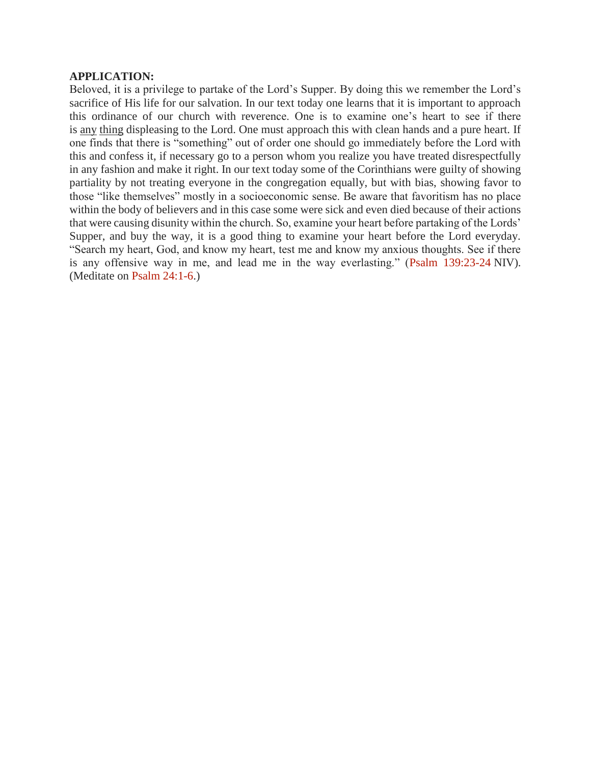**APPLICATION:**

Beloved, it is a privilege to partake of the Lord's Supper. By doing this we remember the Lord's sacrifice of His life for our salvation. In our text today one learns that it is important to approach this ordinance of our church with reverence. One is to examine one's heart to see if there is <u>any</u> <u>thing</u> displeasing to the Lord. One must approach this with clean hands and a pure heart. If one finds that there is "something" out of order one should go immediately before the Lord with this and confess it, if necessary go to a person whom you realize you have treated disrespectfully in any fashion and make it right. In our text today some of the Corinthians were guilty of showing partiality by not treating everyone in the congregation equally, but with bias, showing favor to those "like themselves" mostly in a socioeconomic sense. Be aware that favoritism has no place within the body of believers and in this case some were sick and even died because of their actions that were causing disunity within the church. So, examine your heart before partaking of the Lords' Supper, and buy the way, it is a good thing to examine your heart before the Lord everyday. "Search my heart, God, and know my heart, test me and know my anxious thoughts. See if there is any offensive way in me, and lead me in the way everlasting." (Psalm 139:23-24 NIV). (Meditate on Psalm 24:1-6.)